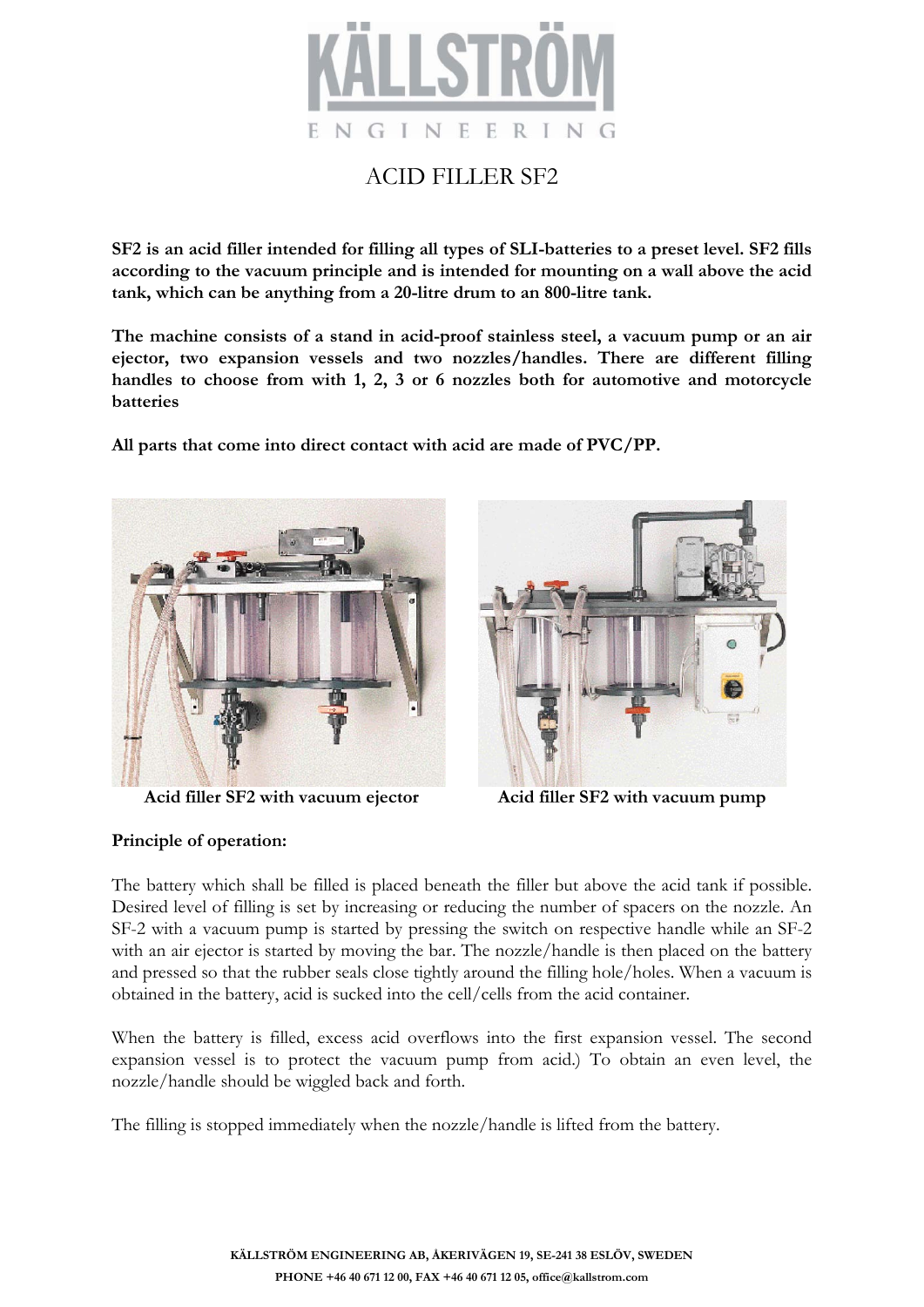# ACID FILLER SF2

**SF2 is an acid filler intended for filling all types of SLI-batteries to a preset level. SF2 fills according to the vacuum principle and is intended for mounting on a wall above the acid tank, which can be anything from a 20-litre drum to an 800-litre tank.**

**The machine consists of a stand in acid-proof stainless steel, a vacuum pump or an air ejector, two expansion vessels and two nozzles/handles. There are different filling handles to choose from with 1, 2, 3 or 6 nozzles both for automotive and motorcycle batteries**

**All parts that come into direct contact with acid are made of PVC/PP.**

**Acid filler SF2 with vacuum ejector**

**Acid filler SF2 with vacuum pump**

**Principle of operation:**

The battery which shall be filled is placed beneath the filler but above the acid tank if possible. Desired level of filling is set by increasing or reducing the number of spacers on the nozzle. An SF-2 with a vacuum pump is started by pressing the switch on respective handle while an SF-2 with an air ejector is started by moving the bar. The nozzle/handle is then placed on the battery and pressed so that the rubber seals close tightly around the filling hole/holes. When a vacuum is obtained in the battery, acid is sucked into the cell/cells from the acid container.

When the battery is filled, excess acid overflows into the first expansion vessel. The second expansion vessel is to protect the vacuum pump from acid.) To obtain an even level, the nozzle/handle should be wiggled back and forth.

The filling is stopped immediately when the nozzle/handle is lifted from the battery.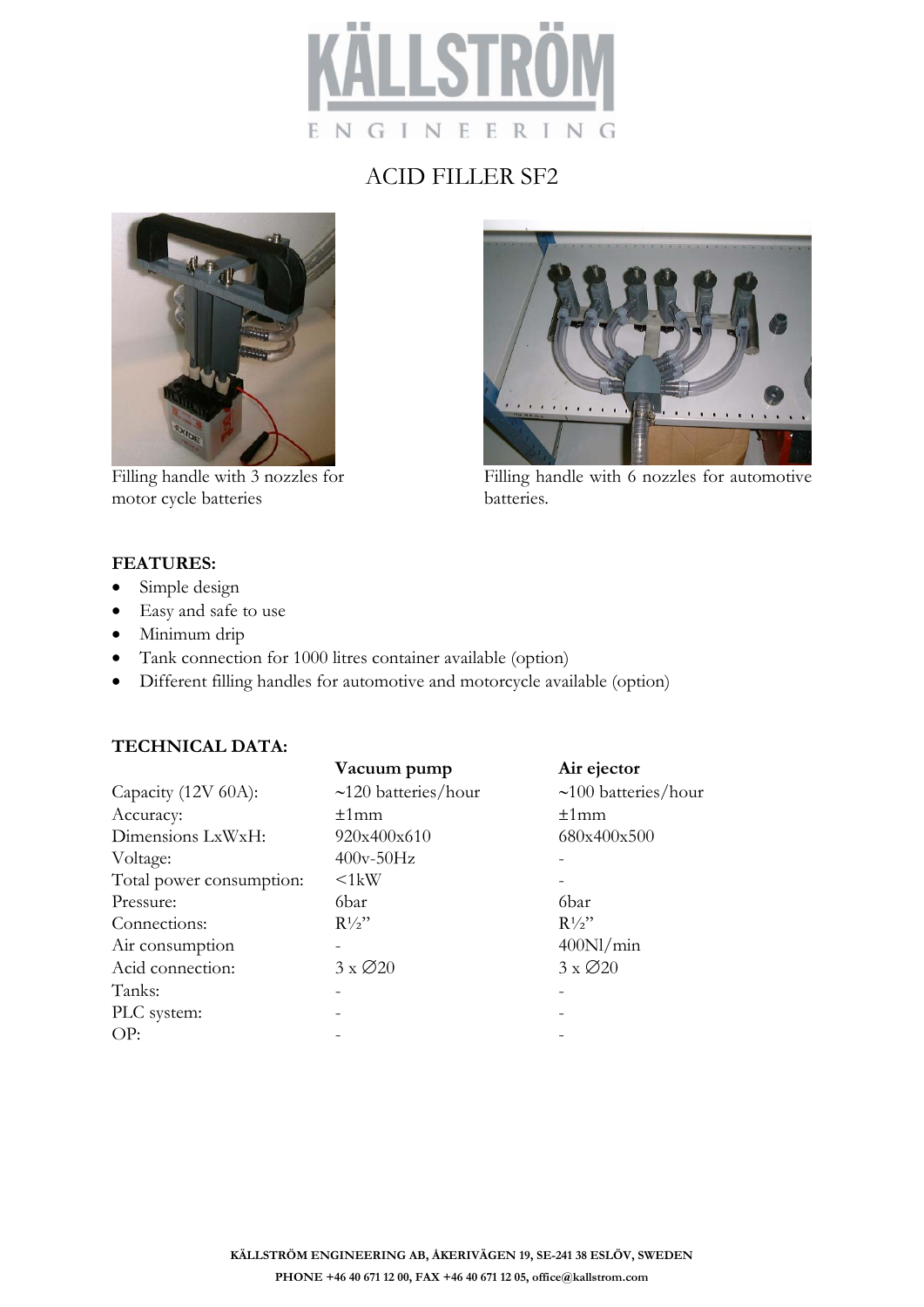# ACID FILLER SF2

Filling handle with 3 nozzles for motor cycle batteries

Filling handle with 6 nozzles for automotive batteries.

**FEATURES:**

- Simple design
- Easy and safe to use
- Minimum drip
- Tank connection for 1000 litres container available (option)
- Different filling handles for automotive and motorcycle available (option)

**TECHNICAL DATA:**

| | **Vacuum pump** | **Air ejector** |
|---|---|---|
| Capacity (12V 60A): | ~120 batteries/hour | ~100 batteries/hour |
| Accuracy: | ±1mm | ±1mm |
| Dimensions LxWxH: | 920x400x610 | 680x400x500 |
| Voltage: | 400v-50Hz | - |
| Total power consumption: | <1kW | - |
| Pressure: | 6bar | 6bar |
| Connections: | R½" | R½" |
| Air consumption | - | 400Nl/min |
| Acid connection: | 3 x ∅20 | 3 x ∅20 |
| Tanks: | - | - |
| PLC system: | - | - |
| OP: | - | - |

**KÄLLSTRÖM ENGINEERING AB, ÅKERIVÄGEN 19, SE-241 38 ESLÖV, SWEDEN**

**PHONE +46 40 671 12 00, FAX +46 40 671 12 05, office@kallstrom.com**